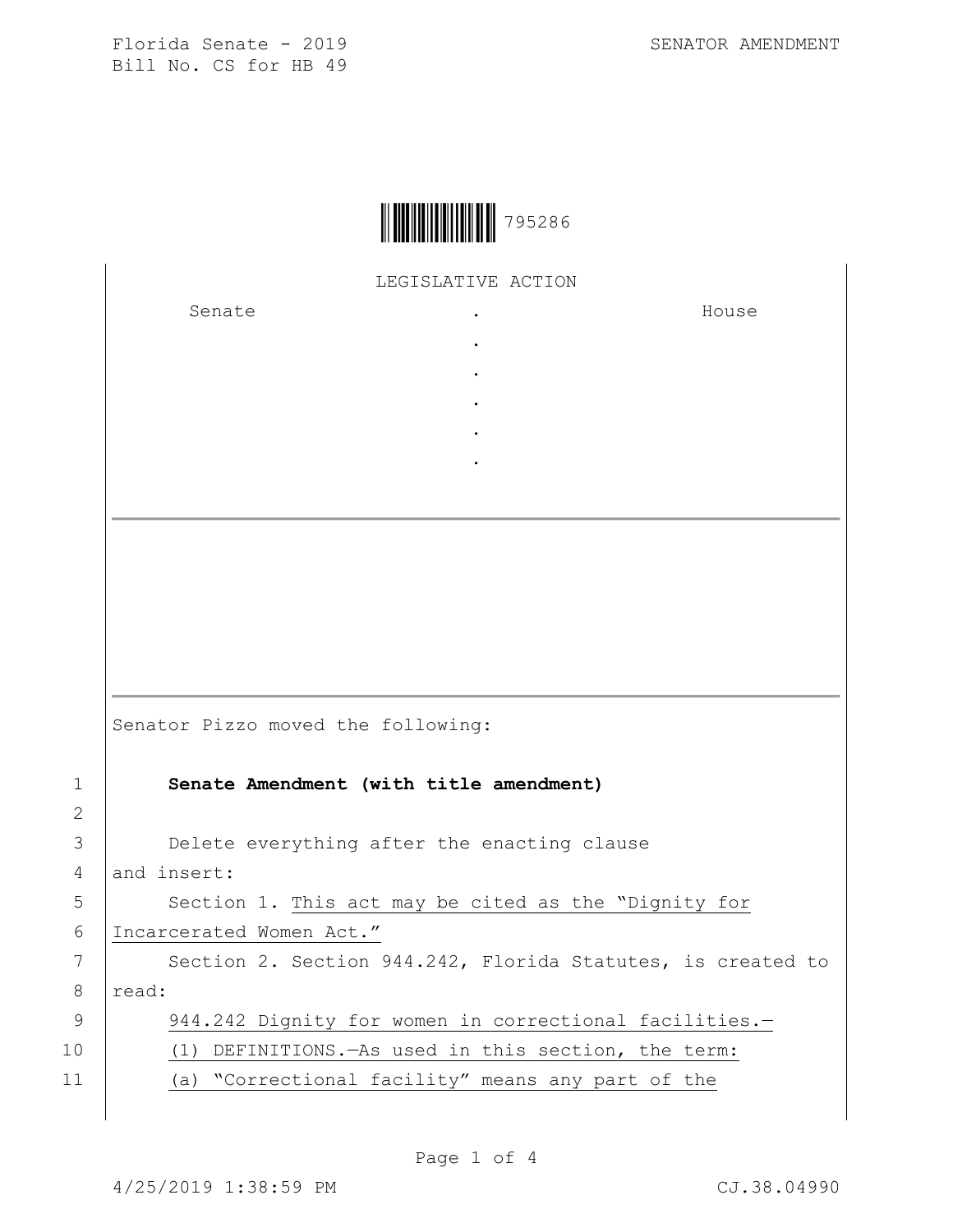Florida Senate - 2019
Bill No. CS for HB 49

SENATOR AMENDMENT

795286

LEGISLATIVE ACTION

| Senate | . | House |
|---|---|---|
| | . | |
| | . | |
| | . | |
| | . | |
| | . | |

Senator Pizzo moved the following:

**Senate Amendment (with title amendment)**

Delete everything after the enacting clause
and insert:

Section 1. This act may be cited as the "Dignity for Incarcerated Women Act."

Section 2. Section 944.242, Florida Statutes, is created to read:

944.242 Dignity for women in correctional facilities.—

(1) DEFINITIONS.—As used in this section, the term:

(a) "Correctional facility" means any part of the

4/25/2019 1:38:59 PM CJ.38.04990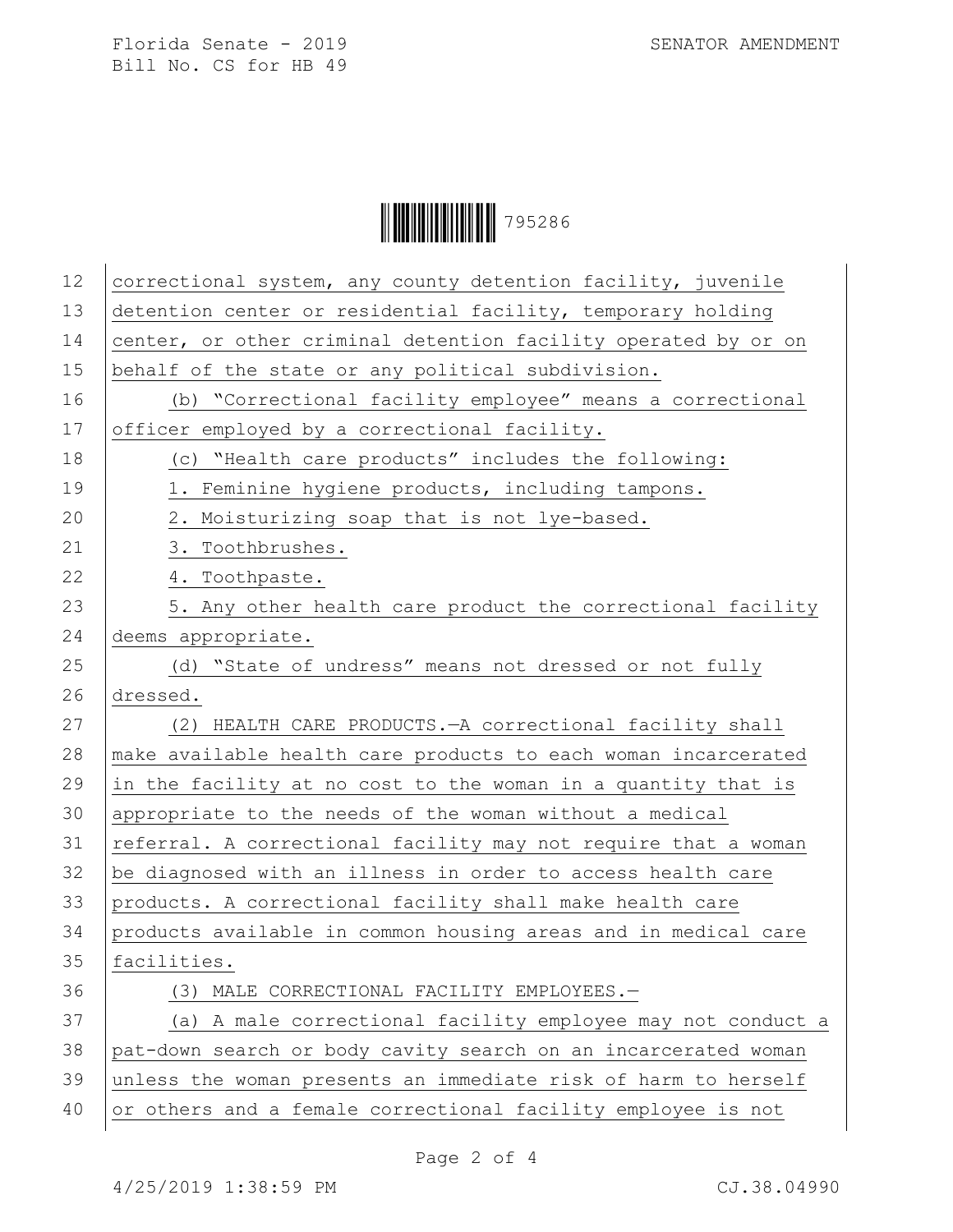correctional system, any county detention facility, juvenile detention center or residential facility, temporary holding center, or other criminal detention facility operated by or on behalf of the state or any political subdivision.

(b) “Correctional facility employee” means a correctional officer employed by a correctional facility.

(c) “Health care products” includes the following:

1. Feminine hygiene products, including tampons.

2. Moisturizing soap that is not lye-based.

3. Toothbrushes.

4. Toothpaste.

5. Any other health care product the correctional facility deems appropriate.

(d) “State of undress” means not dressed or not fully dressed.

(2) HEALTH CARE PRODUCTS.—A correctional facility shall make available health care products to each woman incarcerated in the facility at no cost to the woman in a quantity that is appropriate to the needs of the woman without a medical referral. A correctional facility may not require that a woman be diagnosed with an illness in order to access health care products. A correctional facility shall make health care products available in common housing areas and in medical care facilities.

(3) MALE CORRECTIONAL FACILITY EMPLOYEES.—

(a) A male correctional facility employee may not conduct a pat-down search or body cavity search on an incarcerated woman unless the woman presents an immediate risk of harm to herself or others and a female correctional facility employee is not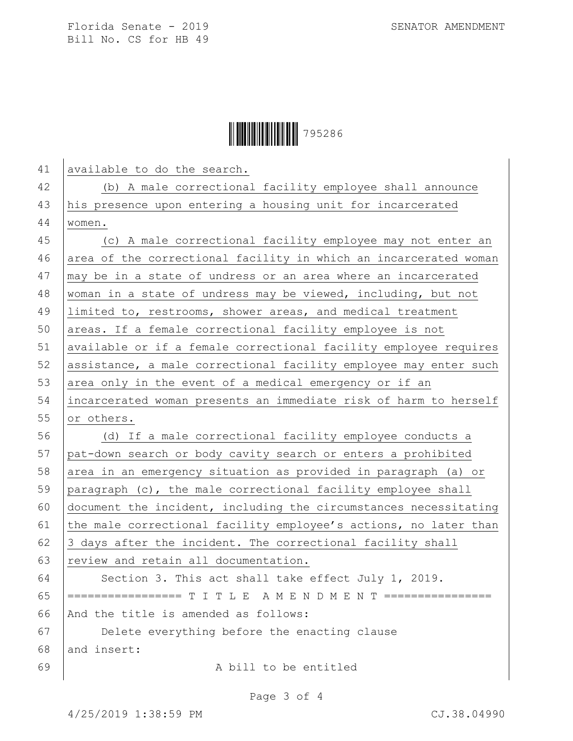available to do the search.

(b) A male correctional facility employee shall announce his presence upon entering a housing unit for incarcerated women.

(c) A male correctional facility employee may not enter an area of the correctional facility in which an incarcerated woman may be in a state of undress or an area where an incarcerated woman in a state of undress may be viewed, including, but not limited to, restrooms, shower areas, and medical treatment areas. If a female correctional facility employee is not available or if a female correctional facility employee requires assistance, a male correctional facility employee may enter such area only in the event of a medical emergency or if an incarcerated woman presents an immediate risk of harm to herself or others.

(d) If a male correctional facility employee conducts a pat-down search or body cavity search or enters a prohibited area in an emergency situation as provided in paragraph (a) or paragraph (c), the male correctional facility employee shall document the incident, including the circumstances necessitating the male correctional facility employee's actions, no later than 3 days after the incident. The correctional facility shall review and retain all documentation.

Section 3. This act shall take effect July 1, 2019.

================= T I T L E A M E N D M E N T ================

And the title is amended as follows:

Delete everything before the enacting clause

and insert:

A bill to be entitled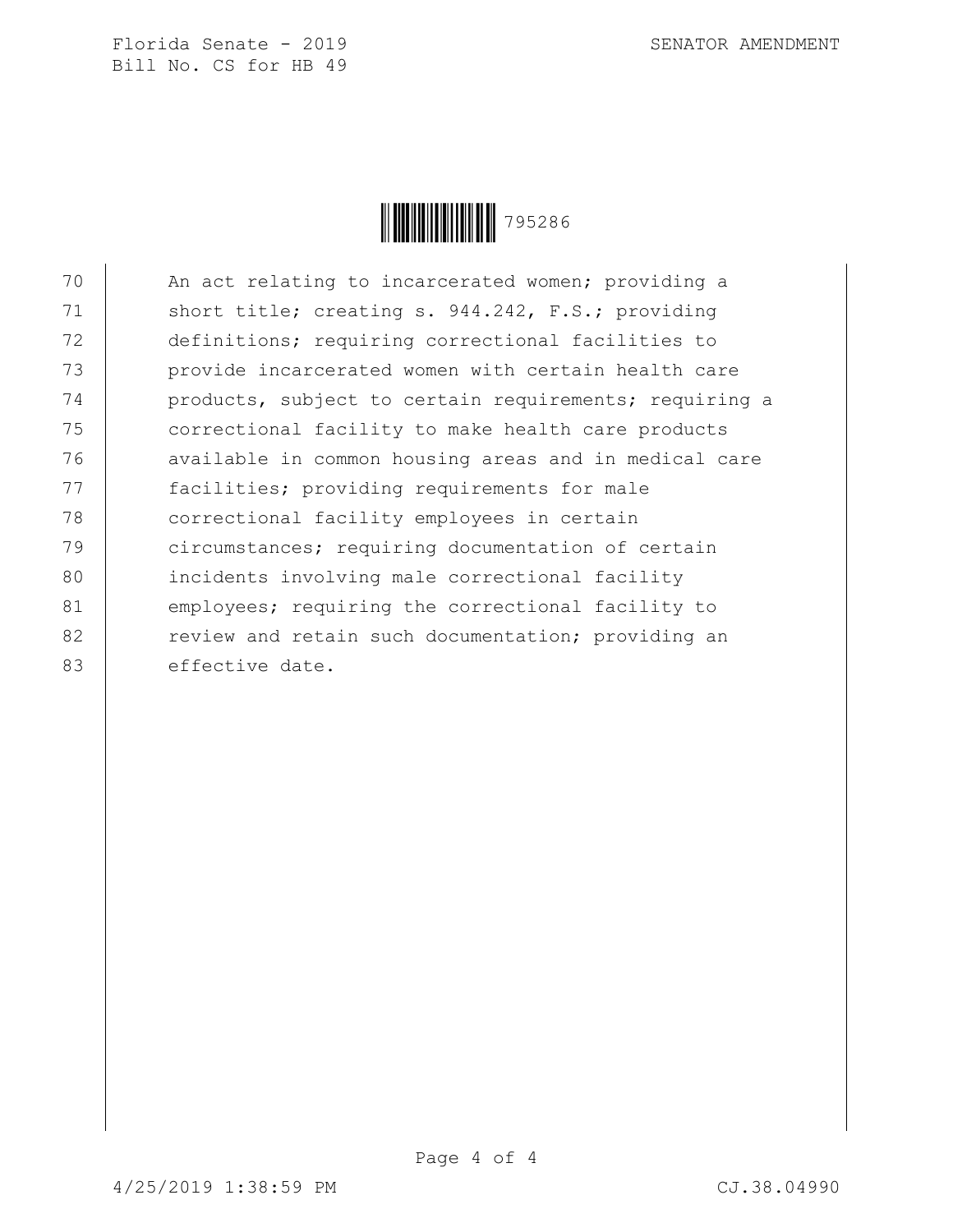An act relating to incarcerated women; providing a short title; creating s. 944.242, F.S.; providing definitions; requiring correctional facilities to provide incarcerated women with certain health care products, subject to certain requirements; requiring a correctional facility to make health care products available in common housing areas and in medical care facilities; providing requirements for male correctional facility employees in certain circumstances; requiring documentation of certain incidents involving male correctional facility employees; requiring the correctional facility to review and retain such documentation; providing an effective date.